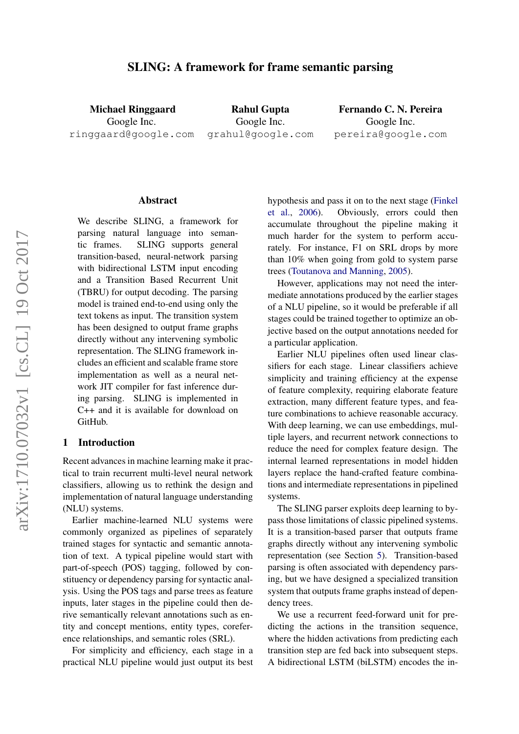# SLING: A framework for frame semantic parsing

**Michael Ringgaard**
Google Inc.
ringgaard@google.com

**Rahul Gupta**
Google Inc.
grahul@google.com

**Fernando C. N. Pereira**
Google Inc.
pereira@google.com

## Abstract

We describe SLING, a framework for parsing natural language into semantic frames. SLING supports general transition-based, neural-network parsing with bidirectional LSTM input encoding and a Transition Based Recurrent Unit (TBRU) for output decoding. The parsing model is trained end-to-end using only the text tokens as input. The transition system has been designed to output frame graphs directly without any intervening symbolic representation. The SLING framework includes an efficient and scalable frame store implementation as well as a neural network JIT compiler for fast inference during parsing. SLING is implemented in C++ and it is available for download on GitHub.

## 1 Introduction

Recent advances in machine learning make it practical to train recurrent multi-level neural network classifiers, allowing us to rethink the design and implementation of natural language understanding (NLU) systems.

Earlier machine-learned NLU systems were commonly organized as pipelines of separately trained stages for syntactic and semantic annotation of text. A typical pipeline would start with part-of-speech (POS) tagging, followed by constituency or dependency parsing for syntactic analysis. Using the POS tags and parse trees as feature inputs, later stages in the pipeline could then derive semantically relevant annotations such as entity and concept mentions, entity types, coreference relationships, and semantic roles (SRL).

For simplicity and efficiency, each stage in a practical NLU pipeline would just output its best hypothesis and pass it on to the next stage (Finkel et al., 2006). Obviously, errors could then accumulate throughout the pipeline making it much harder for the system to perform accurately. For instance, F1 on SRL drops by more than 10% when going from gold to system parse trees (Toutanova and Manning, 2005).

However, applications may not need the intermediate annotations produced by the earlier stages of a NLU pipeline, so it would be preferable if all stages could be trained together to optimize an objective based on the output annotations needed for a particular application.

Earlier NLU pipelines often used linear classifiers for each stage. Linear classifiers achieve simplicity and training efficiency at the expense of feature complexity, requiring elaborate feature extraction, many different feature types, and feature combinations to achieve reasonable accuracy. With deep learning, we can use embeddings, multiple layers, and recurrent network connections to reduce the need for complex feature design. The internal learned representations in model hidden layers replace the hand-crafted feature combinations and intermediate representations in pipelined systems.

The SLING parser exploits deep learning to bypass those limitations of classic pipelined systems. It is a transition-based parser that outputs frame graphs directly without any intervening symbolic representation (see Section 5). Transition-based parsing is often associated with dependency parsing, but we have designed a specialized transition system that outputs frame graphs instead of dependency trees.

We use a recurrent feed-forward unit for predicting the actions in the transition sequence, where the hidden activations from predicting each transition step are fed back into subsequent steps. A bidirectional LSTM (biLSTM) encodes the in-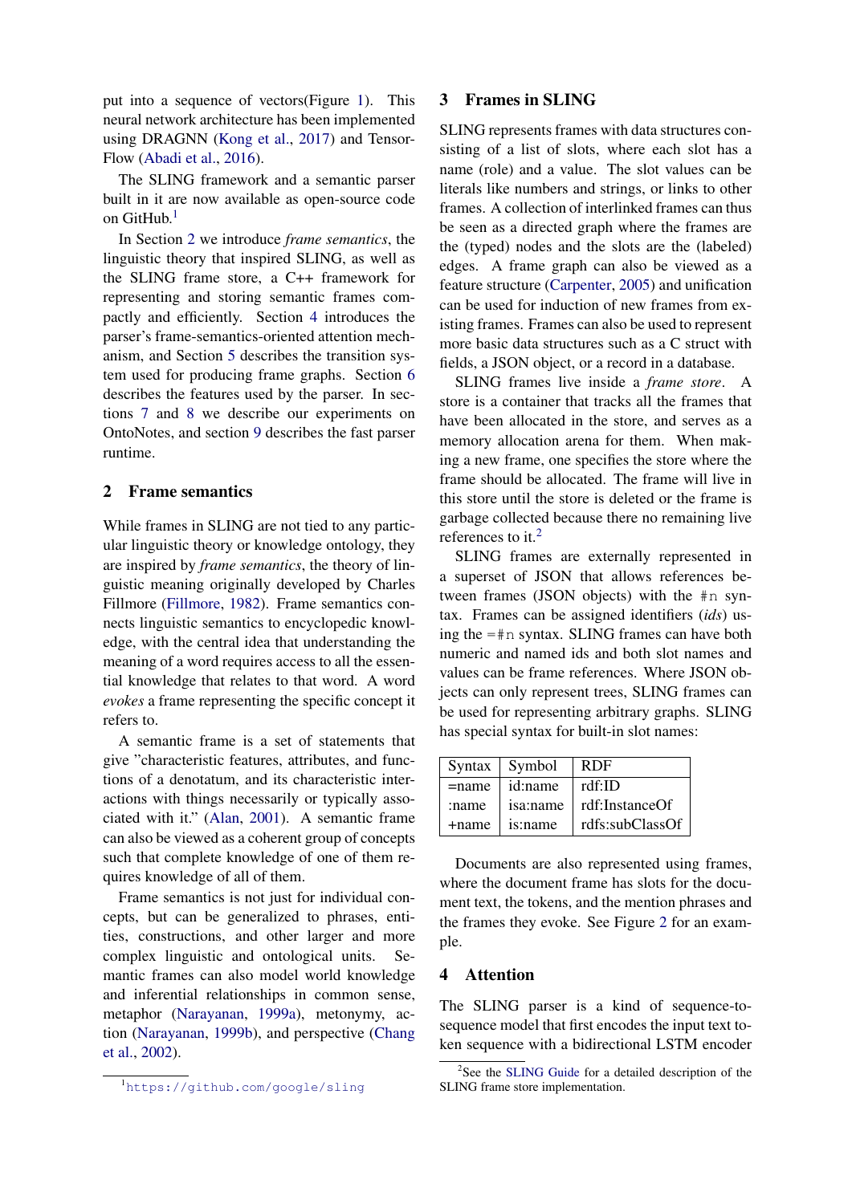put into a sequence of vectors(Figure 1). This neural network architecture has been implemented using DRAGNN (Kong et al., 2017) and TensorFlow (Abadi et al., 2016).

The SLING framework and a semantic parser built in it are now available as open-source code on GitHub.[1]

In Section 2 we introduce *frame semantics*, the linguistic theory that inspired SLING, as well as the SLING frame store, a C++ framework for representing and storing semantic frames compactly and efficiently. Section 4 introduces the parser's frame-semantics-oriented attention mechanism, and Section 5 describes the transition system used for producing frame graphs. Section 6 describes the features used by the parser. In sections 7 and 8 we describe our experiments on OntoNotes, and section 9 describes the fast parser runtime.

## 2 Frame semantics

While frames in SLING are not tied to any particular linguistic theory or knowledge ontology, they are inspired by *frame semantics*, the theory of linguistic meaning originally developed by Charles Fillmore (Fillmore, 1982). Frame semantics connects linguistic semantics to encyclopedic knowledge, with the central idea that understanding the meaning of a word requires access to all the essential knowledge that relates to that word. A word *evokes* a frame representing the specific concept it refers to.

A semantic frame is a set of statements that give "characteristic features, attributes, and functions of a denotatum, and its characteristic interactions with things necessarily or typically associated with it." (Alan, 2001). A semantic frame can also be viewed as a coherent group of concepts such that complete knowledge of one of them requires knowledge of all of them.

Frame semantics is not just for individual concepts, but can be generalized to phrases, entities, constructions, and other larger and more complex linguistic and ontological units. Semantic frames can also model world knowledge and inferential relationships in common sense, metaphor (Narayanan, 1999a), metonymy, action (Narayanan, 1999b), and perspective (Chang et al., 2002).

[1] https://github.com/google/sling

## 3 Frames in SLING

SLING represents frames with data structures consisting of a list of slots, where each slot has a name (role) and a value. The slot values can be literals like numbers and strings, or links to other frames. A collection of interlinked frames can thus be seen as a directed graph where the frames are the (typed) nodes and the slots are the (labeled) edges. A frame graph can also be viewed as a feature structure (Carpenter, 2005) and unification can be used for induction of new frames from existing frames. Frames can also be used to represent more basic data structures such as a C struct with fields, a JSON object, or a record in a database.

SLING frames live inside a *frame store*. A store is a container that tracks all the frames that have been allocated in the store, and serves as a memory allocation arena for them. When making a new frame, one specifies the store where the frame should be allocated. The frame will live in this store until the store is deleted or the frame is garbage collected because there no remaining live references to it.[2]

SLING frames are externally represented in a superset of JSON that allows references between frames (JSON objects) with the `#n` syntax. Frames can be assigned identifiers (*ids*) using the `=#n` syntax. SLING frames can have both numeric and named ids and both slot names and values can be frame references. Where JSON objects can only represent trees, SLING frames can be used for representing arbitrary graphs. SLING has special syntax for built-in slot names:

| Syntax | Symbol | RDF |
|---|---|---|
| =name | id:name | rdf:ID |
| :name | isa:name | rdf:InstanceOf |
| +name | is:name | rdfs:subClassOf |

Documents are also represented using frames, where the document frame has slots for the document text, the tokens, and the mention phrases and the frames they evoke. See Figure 2 for an example.

## 4 Attention

The SLING parser is a kind of sequence-to-sequence model that first encodes the input text token sequence with a bidirectional LSTM encoder

[2] See the SLING Guide for a detailed description of the SLING frame store implementation.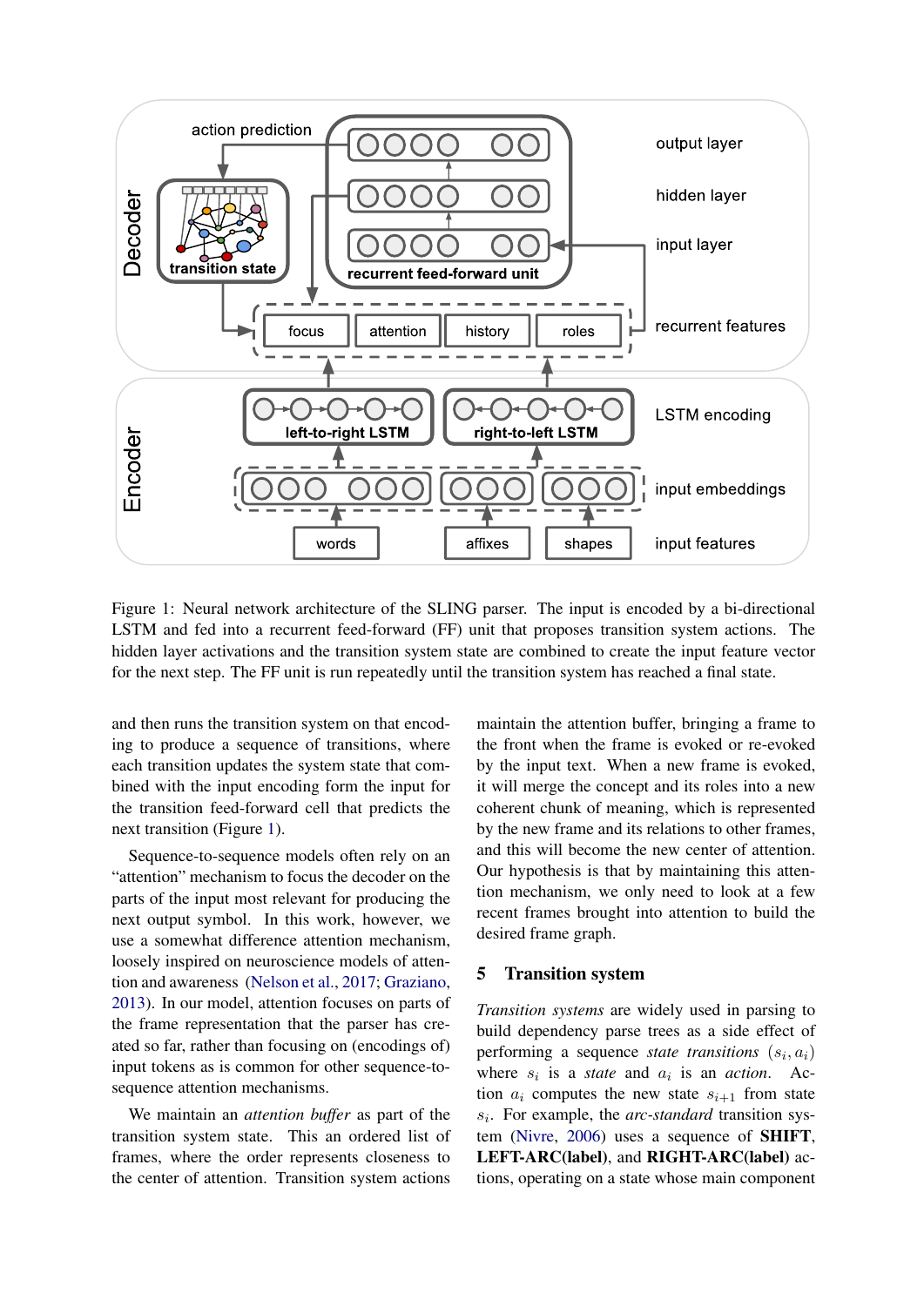Figure 1: Neural network architecture of the SLING parser. The input is encoded by a bi-directional LSTM and fed into a recurrent feed-forward (FF) unit that proposes transition system actions. The hidden layer activations and the transition system state are combined to create the input feature vector for the next step. The FF unit is run repeatedly until the transition system has reached a final state.

and then runs the transition system on that encoding to produce a sequence of transitions, where each transition updates the system state that combined with the input encoding form the input for the transition feed-forward cell that predicts the next transition (Figure 1).

Sequence-to-sequence models often rely on an "attention" mechanism to focus the decoder on the parts of the input most relevant for producing the next output symbol. In this work, however, we use a somewhat difference attention mechanism, loosely inspired on neuroscience models of attention and awareness (Nelson et al., 2017; Graziano, 2013). In our model, attention focuses on parts of the frame representation that the parser has created so far, rather than focusing on (encodings of) input tokens as is common for other sequence-to-sequence attention mechanisms.

We maintain an *attention buffer* as part of the transition system state. This an ordered list of frames, where the order represents closeness to the center of attention. Transition system actions maintain the attention buffer, bringing a frame to the front when the frame is evoked or re-evoked by the input text. When a new frame is evoked, it will merge the concept and its roles into a new coherent chunk of meaning, which is represented by the new frame and its relations to other frames, and this will become the new center of attention. Our hypothesis is that by maintaining this attention mechanism, we only need to look at a few recent frames brought into attention to build the desired frame graph.

## 5 Transition system

*Transition systems* are widely used in parsing to build dependency parse trees as a side effect of performing a sequence *state transitions* $(s_i, a_i)$ where $s_i$ is a *state* and $a_i$ is an *action*. Action $a_i$ computes the new state $s_{i+1}$ from state $s_i$. For example, the *arc-standard* transition system (Nivre, 2006) uses a sequence of **SHIFT**, **LEFT-ARC(label)**, and **RIGHT-ARC(label)** actions, operating on a state whose main component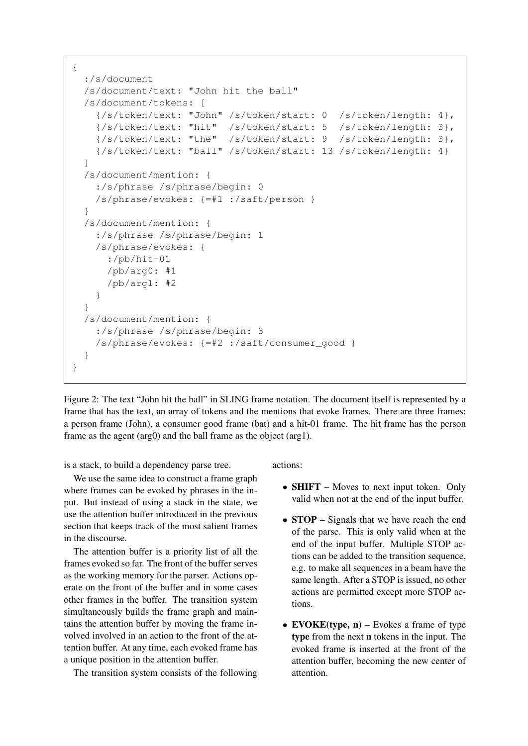```
{
  :/s/document
  /s/document/text: "John hit the ball"
  /s/document/tokens: [
    {/s/token/text: "John" /s/token/start: 0  /s/token/length: 4},
    {/s/token/text: "hit"  /s/token/start: 5  /s/token/length: 3},
    {/s/token/text: "the"  /s/token/start: 9  /s/token/length: 3},
    {/s/token/text: "ball" /s/token/start: 13 /s/token/length: 4}
  ]
  /s/document/mention: {
    :/s/phrase /s/phrase/begin: 0
    /s/phrase/evokes: {=#1 :/saft/person }
  }
  /s/document/mention: {
    :/s/phrase /s/phrase/begin: 1
    /s/phrase/evokes: {
      :/pb/hit-01
      /pb/arg0: #1
      /pb/arg1: #2
    }
  }
  /s/document/mention: {
    :/s/phrase /s/phrase/begin: 3
    /s/phrase/evokes: {=#2 :/saft/consumer_good }
  }
}
```

Figure 2: The text "John hit the ball" in SLING frame notation. The document itself is represented by a frame that has the text, an array of tokens and the mentions that evoke frames. There are three frames: a person frame (John), a consumer good frame (bat) and a hit-01 frame. The hit frame has the person frame as the agent (arg0) and the ball frame as the object (arg1).

is a stack, to build a dependency parse tree.

We use the same idea to construct a frame graph where frames can be evoked by phrases in the input. But instead of using a stack in the state, we use the attention buffer introduced in the previous section that keeps track of the most salient frames in the discourse.

The attention buffer is a priority list of all the frames evoked so far. The front of the buffer serves as the working memory for the parser. Actions operate on the front of the buffer and in some cases other frames in the buffer. The transition system simultaneously builds the frame graph and maintains the attention buffer by moving the frame involved involved in an action to the front of the attention buffer. At any time, each evoked frame has a unique position in the attention buffer.

The transition system consists of the following actions:

- **SHIFT** – Moves to next input token. Only valid when not at the end of the input buffer.
- **STOP** – Signals that we have reach the end of the parse. This is only valid when at the end of the input buffer. Multiple STOP actions can be added to the transition sequence, e.g. to make all sequences in a beam have the same length. After a STOP is issued, no other actions are permitted except more STOP actions.
- **EVOKE(type, n)** – Evokes a frame of type **type** from the next **n** tokens in the input. The evoked frame is inserted at the front of the attention buffer, becoming the new center of attention.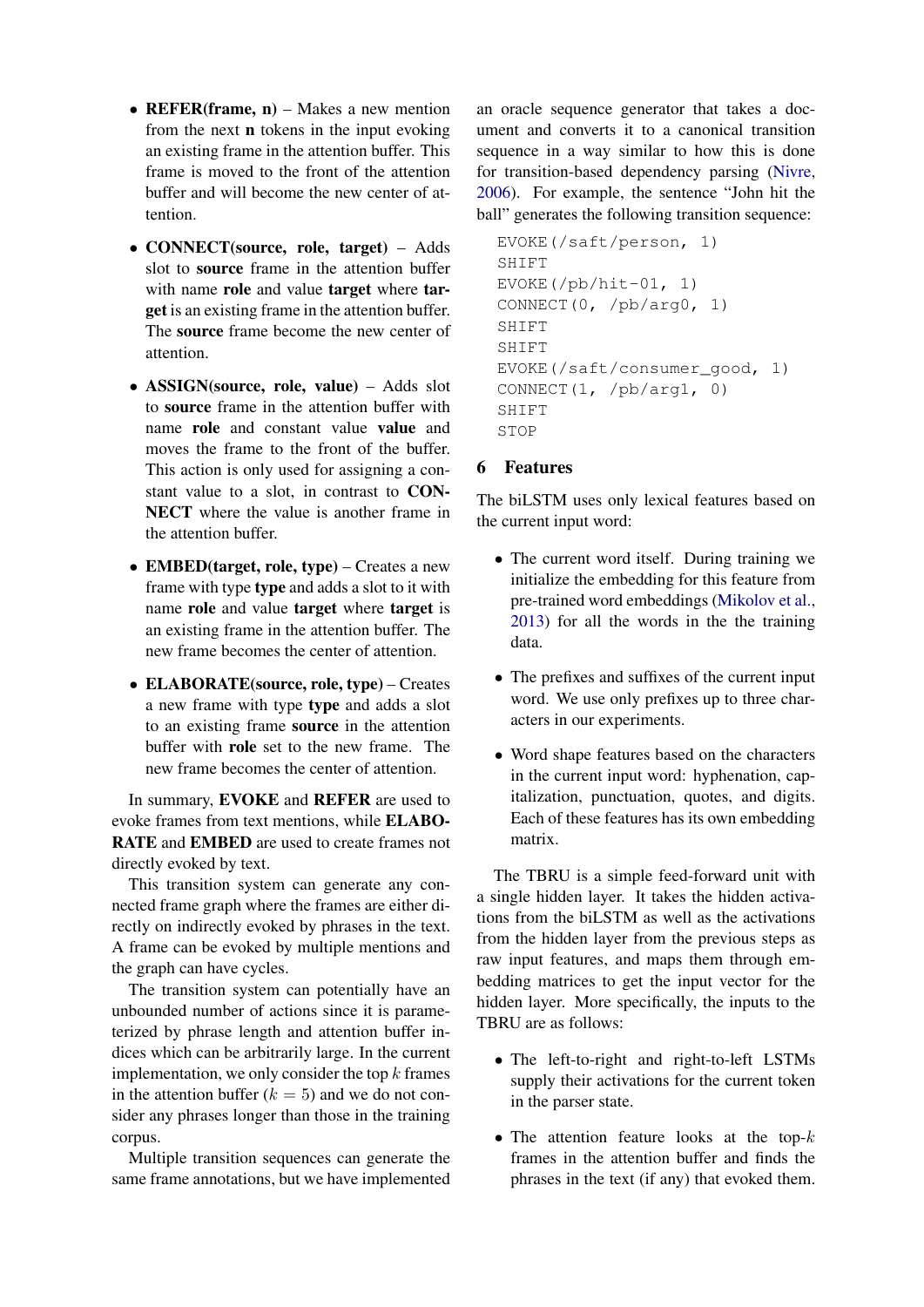- **REFER(frame, n)** – Makes a new mention from the next **n** tokens in the input evoking an existing frame in the attention buffer. This frame is moved to the front of the attention buffer and will become the new center of attention.

- **CONNECT(source, role, target)** – Adds slot to **source** frame in the attention buffer with name **role** and value **target** where **target** is an existing frame in the attention buffer. The **source** frame become the new center of attention.

- **ASSIGN(source, role, value)** – Adds slot to **source** frame in the attention buffer with name **role** and constant value **value** and moves the frame to the front of the buffer. This action is only used for assigning a constant value to a slot, in contrast to **CONNECT** where the value is another frame in the attention buffer.

- **EMBED(target, role, type)** – Creates a new frame with type **type** and adds a slot to it with name **role** and value **target** where **target** is an existing frame in the attention buffer. The new frame becomes the center of attention.

- **ELABORATE(source, role, type)** – Creates a new frame with type **type** and adds a slot to an existing frame **source** in the attention buffer with **role** set to the new frame. The new frame becomes the center of attention.

In summary, **EVOKE** and **REFER** are used to evoke frames from text mentions, while **ELABORATE** and **EMBED** are used to create frames not directly evoked by text.

This transition system can generate any connected frame graph where the frames are either directly on indirectly evoked by phrases in the text. A frame can be evoked by multiple mentions and the graph can have cycles.

The transition system can potentially have an unbounded number of actions since it is parameterized by phrase length and attention buffer indices which can be arbitrarily large. In the current implementation, we only consider the top $k$ frames in the attention buffer ($k = 5$) and we do not consider any phrases longer than those in the training corpus.

Multiple transition sequences can generate the same frame annotations, but we have implemented an oracle sequence generator that takes a document and converts it to a canonical transition sequence in a way similar to how this is done for transition-based dependency parsing (Nivre, 2006). For example, the sentence "John hit the ball" generates the following transition sequence:

```
EVOKE(/saft/person, 1)
SHIFT
EVOKE(/pb/hit-01, 1)
CONNECT(0, /pb/arg0, 1)
SHIFT
SHIFT
EVOKE(/saft/consumer_good, 1)
CONNECT(1, /pb/arg1, 0)
SHIFT
STOP
```

## 6 Features

The biLSTM uses only lexical features based on the current input word:

- The current word itself. During training we initialize the embedding for this feature from pre-trained word embeddings (Mikolov et al., 2013) for all the words in the the training data.

- The prefixes and suffixes of the current input word. We use only prefixes up to three characters in our experiments.

- Word shape features based on the characters in the current input word: hyphenation, capitalization, punctuation, quotes, and digits. Each of these features has its own embedding matrix.

The TBRU is a simple feed-forward unit with a single hidden layer. It takes the hidden activations from the biLSTM as well as the activations from the hidden layer from the previous steps as raw input features, and maps them through embedding matrices to get the input vector for the hidden layer. More specifically, the inputs to the TBRU are as follows:

- The left-to-right and right-to-left LSTMs supply their activations for the current token in the parser state.

- The attention feature looks at the top-$k$ frames in the attention buffer and finds the phrases in the text (if any) that evoked them.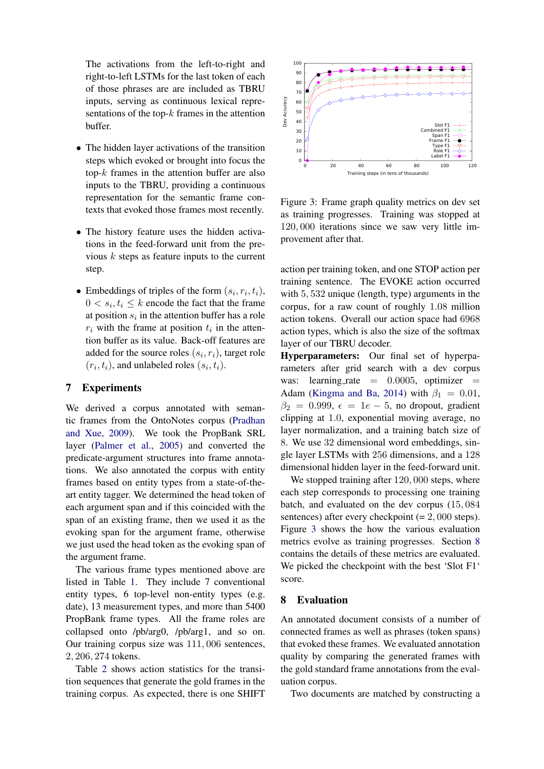The activations from the left-to-right and right-to-left LSTMs for the last token of each of those phrases are are included as TBRU inputs, serving as continuous lexical representations of the top-$k$ frames in the attention buffer.

- The hidden layer activations of the transition steps which evoked or brought into focus the top-$k$ frames in the attention buffer are also inputs to the TBRU, providing a continuous representation for the semantic frame contexts that evoked those frames most recently.
- The history feature uses the hidden activations in the feed-forward unit from the previous $k$ steps as feature inputs to the current step.
- Embeddings of triples of the form $(s_i, r_i, t_i)$, $0 < s_i, t_i \leq k$ encode the fact that the frame at position $s_i$ in the attention buffer has a role $r_i$ with the frame at position $t_i$ in the attention buffer as its value. Back-off features are added for the source roles $(s_i, r_i)$, target role $(r_i, t_i)$, and unlabeled roles $(s_i, t_i)$.

## 7 Experiments

We derived a corpus annotated with semantic frames from the OntoNotes corpus (Pradhan and Xue, 2009). We took the PropBank SRL layer (Palmer et al., 2005) and converted the predicate-argument structures into frame annotations. We also annotated the corpus with entity frames based on entity types from a state-of-the-art entity tagger. We determined the head token of each argument span and if this coincided with the span of an existing frame, then we used it as the evoking span for the argument frame, otherwise we just used the head token as the evoking span of the argument frame.

The various frame types mentioned above are listed in Table 1. They include 7 conventional entity types, 6 top-level non-entity types (e.g. date), 13 measurement types, and more than 5400 PropBank frame types. All the frame roles are collapsed onto /pb/arg0, /pb/arg1, and so on. Our training corpus size was $111,006$ sentences, $2,206,274$ tokens.

Table 2 shows action statistics for the transition sequences that generate the gold frames in the training corpus. As expected, there is one SHIFT action per training token, and one STOP action per training sentence. The EVOKE action occurred with $5,532$ unique (length, type) arguments in the corpus, for a raw count of roughly 1.08 million action tokens. Overall our action space had 6968 action types, which is also the size of the softmax layer of our TBRU decoder.

**Hyperparameters:** Our final set of hyperparameters after grid search with a dev corpus was: learning_rate $=$ 0.0005, optimizer $=$ Adam (Kingma and Ba, 2014) with $\beta_1 = 0.01$, $\beta_2 = 0.999$, $\epsilon = 1e-5$, no dropout, gradient clipping at 1.0, exponential moving average, no layer normalization, and a training batch size of 8. We use 32 dimensional word embeddings, single layer LSTMs with 256 dimensions, and a 128 dimensional hidden layer in the feed-forward unit.

We stopped training after $120,000$ steps, where each step corresponds to processing one training batch, and evaluated on the dev corpus ($15,084$ sentences) after every checkpoint (= $2,000$ steps). Figure 3 shows the how the various evaluation metrics evolve as training progresses. Section 8 contains the details of these metrics are evaluated. We picked the checkpoint with the best 'Slot F1' score.

Figure 3: Frame graph quality metrics on dev set as training progresses. Training was stopped at $120,000$ iterations since we saw very little improvement after that.

## 8 Evaluation

An annotated document consists of a number of connected frames as well as phrases (token spans) that evoked these frames. We evaluated annotation quality by comparing the generated frames with the gold standard frame annotations from the evaluation corpus.

Two documents are matched by constructing a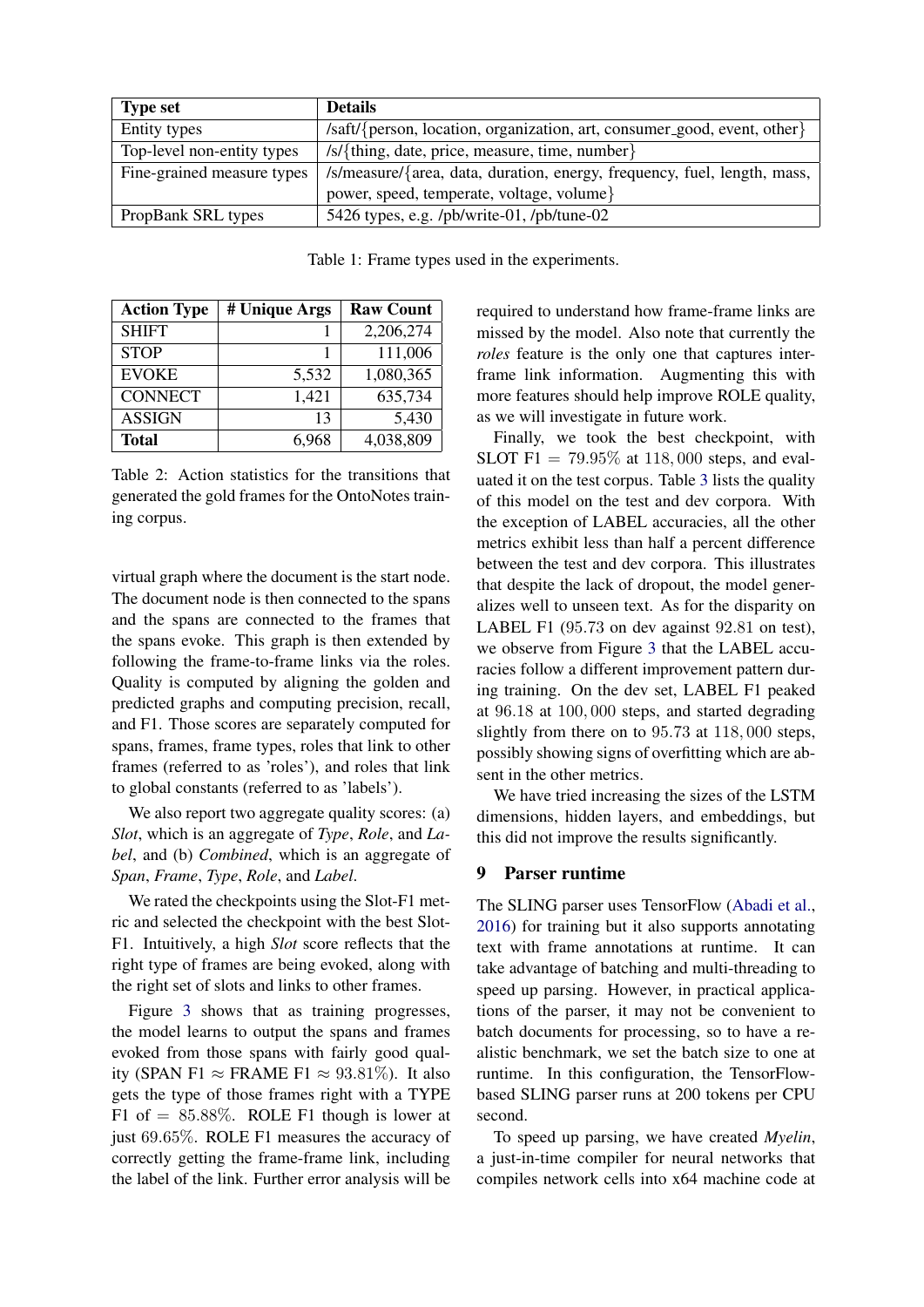| Type set | Details |
| --- | --- |
| Entity types | /saft/{person, location, organization, art, consumer_good, event, other} |
| Top-level non-entity types | /s/{thing, date, price, measure, time, number} |
| Fine-grained measure types | /s/measure/{area, data, duration, energy, frequency, fuel, length, mass, power, speed, temperate, voltage, volume} |
| PropBank SRL types | 5426 types, e.g. /pb/write-01, /pb/tune-02 |

Table 1: Frame types used in the experiments.

| Action Type | # Unique Args | Raw Count |
| --- | --- | --- |
| SHIFT | 1 | 2,206,274 |
| STOP | 1 | 111,006 |
| EVOKE | 5,532 | 1,080,365 |
| CONNECT | 1,421 | 635,734 |
| ASSIGN | 13 | 5,430 |
| **Total** | 6,968 | 4,038,809 |

Table 2: Action statistics for the transitions that generated the gold frames for the OntoNotes training corpus.

virtual graph where the document is the start node. The document node is then connected to the spans and the spans are connected to the frames that the spans evoke. This graph is then extended by following the frame-to-frame links via the roles. Quality is computed by aligning the golden and predicted graphs and computing precision, recall, and F1. Those scores are separately computed for spans, frames, frame types, roles that link to other frames (referred to as 'roles'), and roles that link to global constants (referred to as 'labels').

We also report two aggregate quality scores: (a) *Slot*, which is an aggregate of *Type*, *Role*, and *Label*, and (b) *Combined*, which is an aggregate of *Span*, *Frame*, *Type*, *Role*, and *Label*.

We rated the checkpoints using the Slot-F1 metric and selected the checkpoint with the best Slot-F1. Intuitively, a high *Slot* score reflects that the right type of frames are being evoked, along with the right set of slots and links to other frames.

Figure 3 shows that as training progresses, the model learns to output the spans and frames evoked from those spans with fairly good quality (SPAN F1 $\approx$ FRAME F1 $\approx 93.81\%$). It also gets the type of those frames right with a TYPE F1 of $= 85.88\%$. ROLE F1 though is lower at just $69.65\%$. ROLE F1 measures the accuracy of correctly getting the frame-frame link, including the label of the link. Further error analysis will be required to understand how frame-frame links are missed by the model. Also note that currently the *roles* feature is the only one that captures inter-frame link information. Augmenting this with more features should help improve ROLE quality, as we will investigate in future work.

Finally, we took the best checkpoint, with SLOT F1 $= 79.95\%$ at $118,000$ steps, and evaluated it on the test corpus. Table 3 lists the quality of this model on the test and dev corpora. With the exception of LABEL accuracies, all the other metrics exhibit less than half a percent difference between the test and dev corpora. This illustrates that despite the lack of dropout, the model generalizes well to unseen text. As for the disparity on LABEL F1 (95.73 on dev against 92.81 on test), we observe from Figure 3 that the LABEL accuracies follow a different improvement pattern during training. On the dev set, LABEL F1 peaked at $96.18$ at $100,000$ steps, and started degrading slightly from there on to $95.73$ at $118,000$ steps, possibly showing signs of overfitting which are absent in the other metrics.

We have tried increasing the sizes of the LSTM dimensions, hidden layers, and embeddings, but this did not improve the results significantly.

## 9 Parser runtime

The SLING parser uses TensorFlow (Abadi et al., 2016) for training but it also supports annotating text with frame annotations at runtime. It can take advantage of batching and multi-threading to speed up parsing. However, in practical applications of the parser, it may not be convenient to batch documents for processing, so to have a realistic benchmark, we set the batch size to one at runtime. In this configuration, the TensorFlow-based SLING parser runs at 200 tokens per CPU second.

To speed up parsing, we have created *Myelin*, a just-in-time compiler for neural networks that compiles network cells into x64 machine code at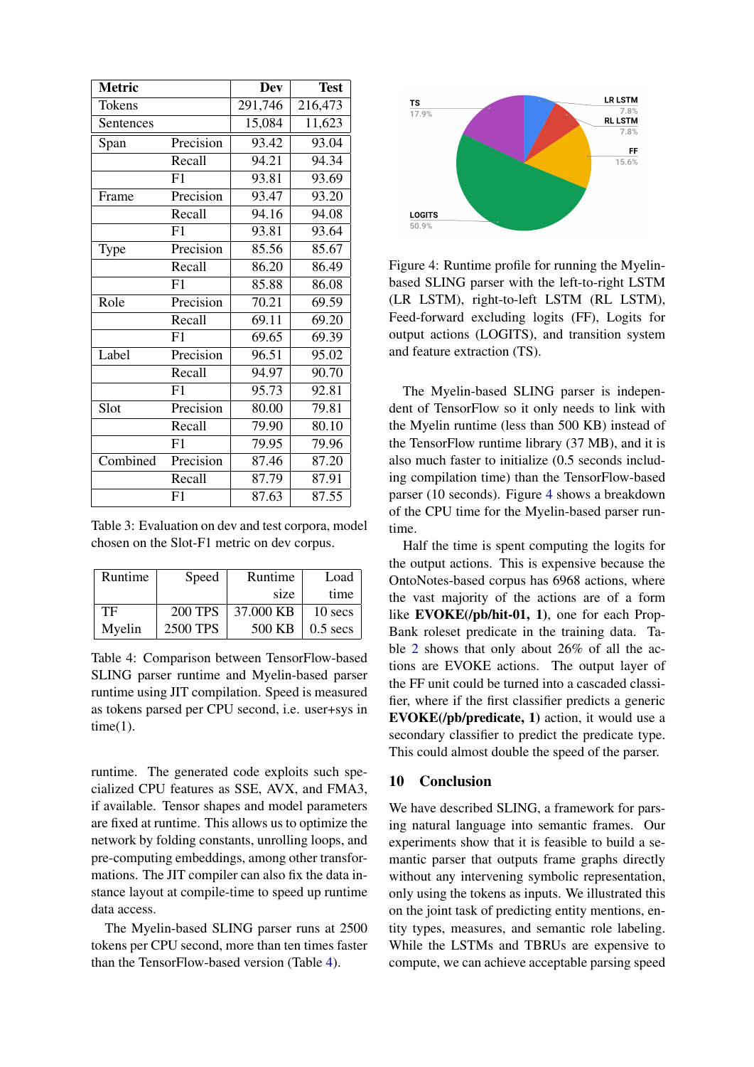| Metric | | Dev | Test |
|---|---|---|---|
| Tokens | | 291,746 | 216,473 |
| Sentences | | 15,084 | 11,623 |
| Span | Precision | 93.42 | 93.04 |
| | Recall | 94.21 | 94.34 |
| | F1 | 93.81 | 93.69 |
| Frame | Precision | 93.47 | 93.20 |
| | Recall | 94.16 | 94.08 |
| | F1 | 93.81 | 93.64 |
| Type | Precision | 85.56 | 85.67 |
| | Recall | 86.20 | 86.49 |
| | F1 | 85.88 | 86.08 |
| Role | Precision | 70.21 | 69.59 |
| | Recall | 69.11 | 69.20 |
| | F1 | 69.65 | 69.39 |
| Label | Precision | 96.51 | 95.02 |
| | Recall | 94.97 | 90.70 |
| | F1 | 95.73 | 92.81 |
| Slot | Precision | 80.00 | 79.81 |
| | Recall | 79.90 | 80.10 |
| | F1 | 79.95 | 79.96 |
| Combined | Precision | 87.46 | 87.20 |
| | Recall | 87.79 | 87.91 |
| | F1 | 87.63 | 87.55 |

Table 3: Evaluation on dev and test corpora, model chosen on the Slot-F1 metric on dev corpus.

| Runtime | Speed | Runtime size | Load time |
|---|---|---|---|
| TF | 200 TPS | 37.000 KB | 10 secs |
| Myelin | 2500 TPS | 500 KB | 0.5 secs |

Table 4: Comparison between TensorFlow-based SLING parser runtime and Myelin-based parser runtime using JIT compilation. Speed is measured as tokens parsed per CPU second, i.e. user+sys in time(1).

runtime. The generated code exploits such specialized CPU features as SSE, AVX, and FMA3, if available. Tensor shapes and model parameters are fixed at runtime. This allows us to optimize the network by folding constants, unrolling loops, and pre-computing embeddings, among other transformations. The JIT compiler can also fix the data instance layout at compile-time to speed up runtime data access.

The Myelin-based SLING parser runs at 2500 tokens per CPU second, more than ten times faster than the TensorFlow-based version (Table 4).

Figure 4: Runtime profile for running the Myelin-based SLING parser with the left-to-right LSTM (LR LSTM), right-to-left LSTM (RL LSTM), Feed-forward excluding logits (FF), Logits for output actions (LOGITS), and transition system and feature extraction (TS).

The Myelin-based SLING parser is independent of TensorFlow so it only needs to link with the Myelin runtime (less than 500 KB) instead of the TensorFlow runtime library (37 MB), and it is also much faster to initialize (0.5 seconds including compilation time) than the TensorFlow-based parser (10 seconds). Figure 4 shows a breakdown of the CPU time for the Myelin-based parser runtime.

Half the time is spent computing the logits for the output actions. This is expensive because the OntoNotes-based corpus has 6968 actions, where the vast majority of the actions are of a form like **EVOKE(/pb/hit-01, 1)**, one for each PropBank roleset predicate in the training data. Table 2 shows that only about 26% of all the actions are EVOKE actions. The output layer of the FF unit could be turned into a cascaded classifier, where if the first classifier predicts a generic **EVOKE(/pb/predicate, 1)** action, it would use a secondary classifier to predict the predicate type. This could almost double the speed of the parser.

## 10 Conclusion

We have described SLING, a framework for parsing natural language into semantic frames. Our experiments show that it is feasible to build a semantic parser that outputs frame graphs directly without any intervening symbolic representation, only using the tokens as inputs. We illustrated this on the joint task of predicting entity mentions, entity types, measures, and semantic role labeling. While the LSTMs and TBRUs are expensive to compute, we can achieve acceptable parsing speed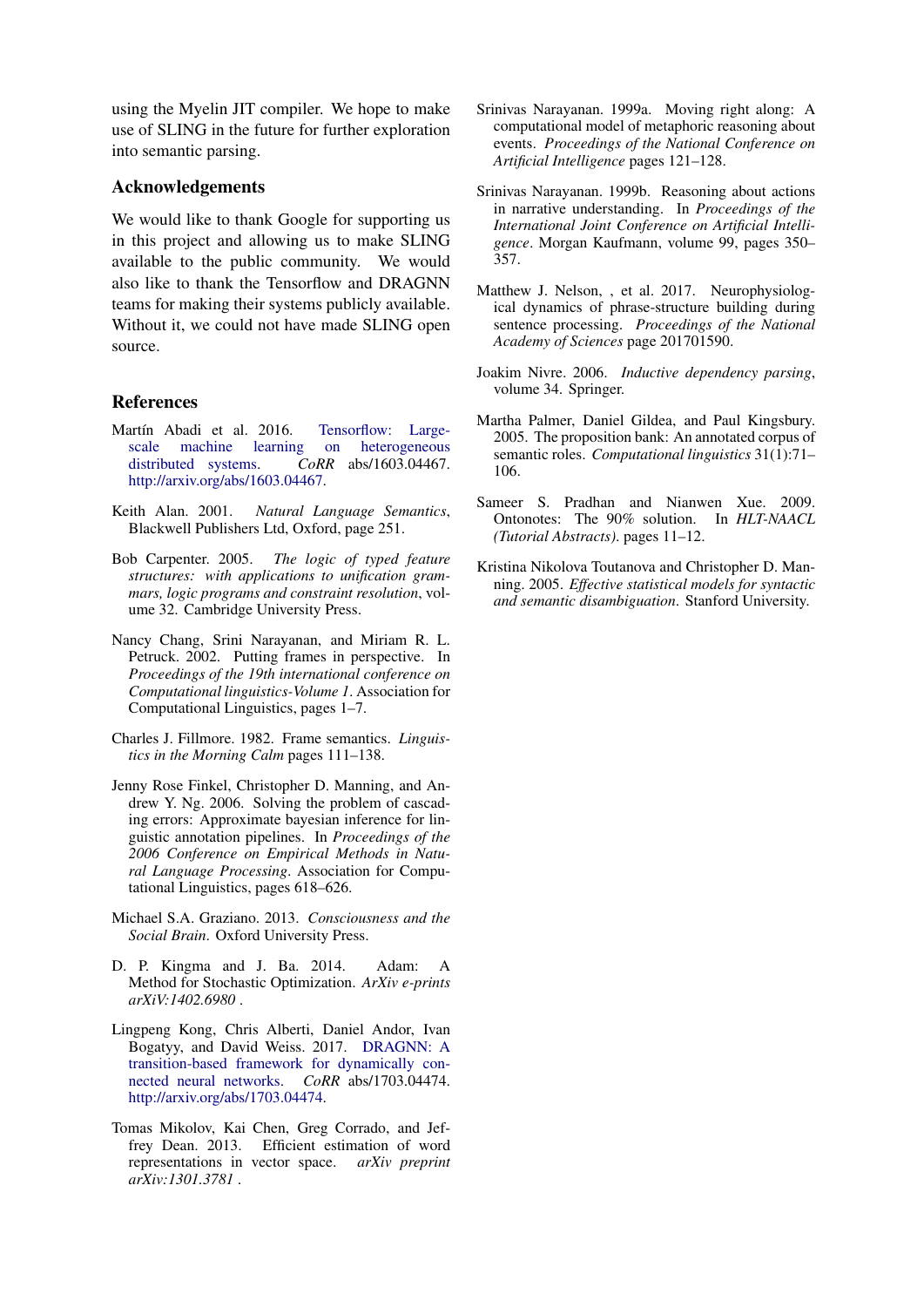using the Myelin JIT compiler. We hope to make use of SLING in the future for further exploration into semantic parsing.

## Acknowledgements

We would like to thank Google for supporting us in this project and allowing us to make SLING available to the public community. We would also like to thank the Tensorflow and DRAGNN teams for making their systems publicly available. Without it, we could not have made SLING open source.

## References

Martín Abadi et al. 2016. Tensorflow: Large-scale machine learning on heterogeneous distributed systems. *CoRR* abs/1603.04467. http://arxiv.org/abs/1603.04467.

Keith Alan. 2001. *Natural Language Semantics*, Blackwell Publishers Ltd, Oxford, page 251.

Bob Carpenter. 2005. *The logic of typed feature structures: with applications to unification grammars, logic programs and constraint resolution*, volume 32. Cambridge University Press.

Nancy Chang, Srini Narayanan, and Miriam R. L. Petruck. 2002. Putting frames in perspective. In *Proceedings of the 19th international conference on Computational linguistics-Volume 1*. Association for Computational Linguistics, pages 1–7.

Charles J. Fillmore. 1982. Frame semantics. *Linguistics in the Morning Calm* pages 111–138.

Jenny Rose Finkel, Christopher D. Manning, and Andrew Y. Ng. 2006. Solving the problem of cascading errors: Approximate bayesian inference for linguistic annotation pipelines. In *Proceedings of the 2006 Conference on Empirical Methods in Natural Language Processing*. Association for Computational Linguistics, pages 618–626.

Michael S.A. Graziano. 2013. *Consciousness and the Social Brain*. Oxford University Press.

D. P. Kingma and J. Ba. 2014. Adam: A Method for Stochastic Optimization. *ArXiv e-prints arXiV:1402.6980* .

Lingpeng Kong, Chris Alberti, Daniel Andor, Ivan Bogatyy, and David Weiss. 2017. DRAGNN: A transition-based framework for dynamically connected neural networks. *CoRR* abs/1703.04474. http://arxiv.org/abs/1703.04474.

Tomas Mikolov, Kai Chen, Greg Corrado, and Jeffrey Dean. 2013. Efficient estimation of word representations in vector space. *arXiv preprint arXiv:1301.3781* .

Srinivas Narayanan. 1999a. Moving right along: A computational model of metaphoric reasoning about events. *Proceedings of the National Conference on Artificial Intelligence* pages 121–128.

Srinivas Narayanan. 1999b. Reasoning about actions in narrative understanding. In *Proceedings of the International Joint Conference on Artificial Intelligence*. Morgan Kaufmann, volume 99, pages 350–357.

Matthew J. Nelson, , et al. 2017. Neurophysiological dynamics of phrase-structure building during sentence processing. *Proceedings of the National Academy of Sciences* page 201701590.

Joakim Nivre. 2006. *Inductive dependency parsing*, volume 34. Springer.

Martha Palmer, Daniel Gildea, and Paul Kingsbury. 2005. The proposition bank: An annotated corpus of semantic roles. *Computational linguistics* 31(1):71–106.

Sameer S. Pradhan and Nianwen Xue. 2009. Ontonotes: The 90% solution. In *HLT-NAACL (Tutorial Abstracts)*. pages 11–12.

Kristina Nikolova Toutanova and Christopher D. Manning. 2005. *Effective statistical models for syntactic and semantic disambiguation*. Stanford University.